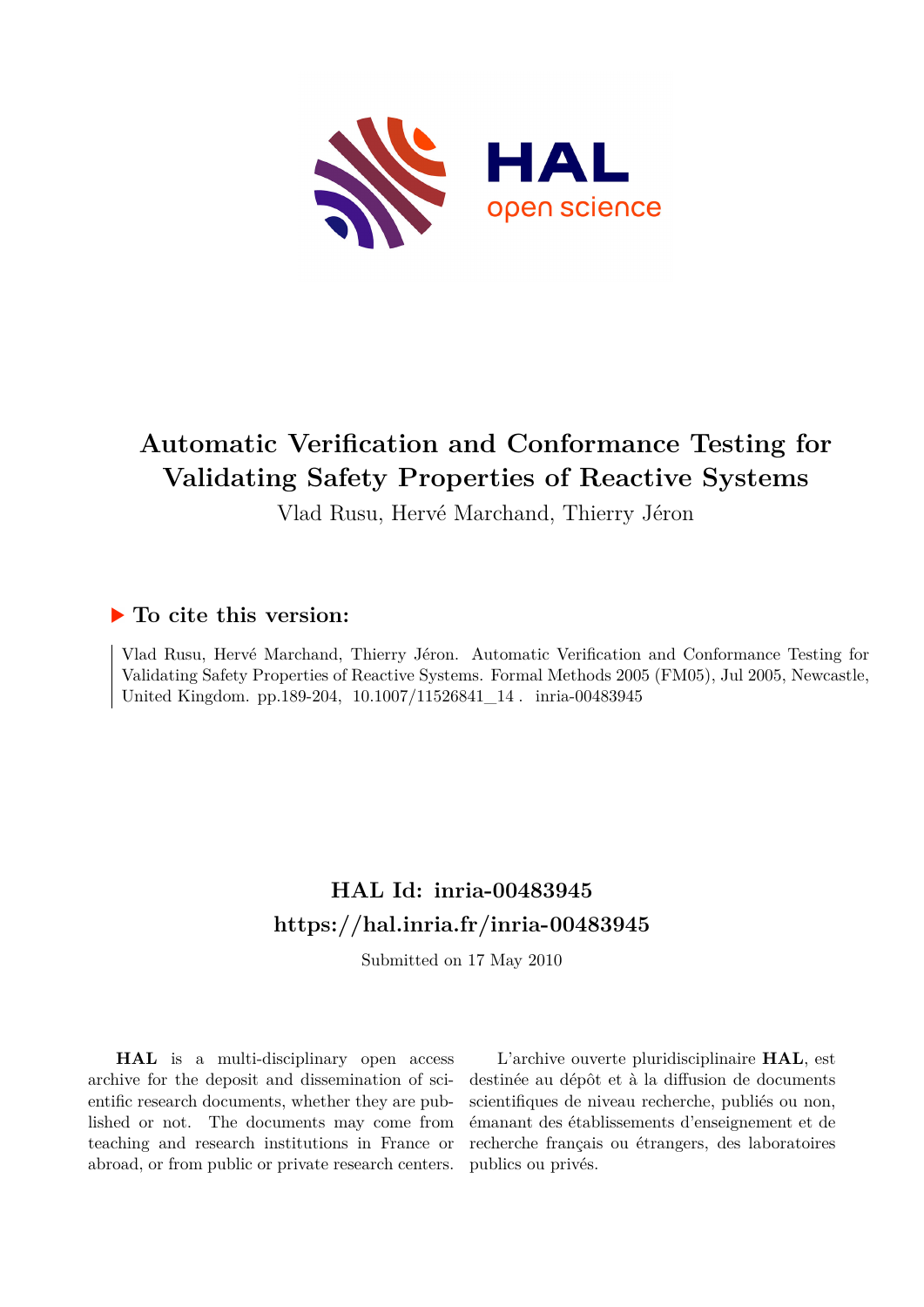# Automatic Verification and Conformance Testing for Validating Safety Properties of Reactive Systems

Vlad Rusu, Hervé Marchand, Thierry Jéron

## ▶ To cite this version:

Vlad Rusu, Hervé Marchand, Thierry Jéron. Automatic Verification and Conformance Testing for Validating Safety Properties of Reactive Systems. Formal Methods 2005 (FM05), Jul 2005, Newcastle, United Kingdom. pp.189-204, 10.1007/11526841_14 . inria-00483945

## HAL Id: inria-00483945
## https://hal.inria.fr/inria-00483945

Submitted on 17 May 2010

**HAL** is a multi-disciplinary open access archive for the deposit and dissemination of scientific research documents, whether they are published or not. The documents may come from teaching and research institutions in France or abroad, or from public or private research centers.

L'archive ouverte pluridisciplinaire **HAL**, est destinée au dépôt et à la diffusion de documents scientifiques de niveau recherche, publiés ou non, émanant des établissements d'enseignement et de recherche français ou étrangers, des laboratoires publics ou privés.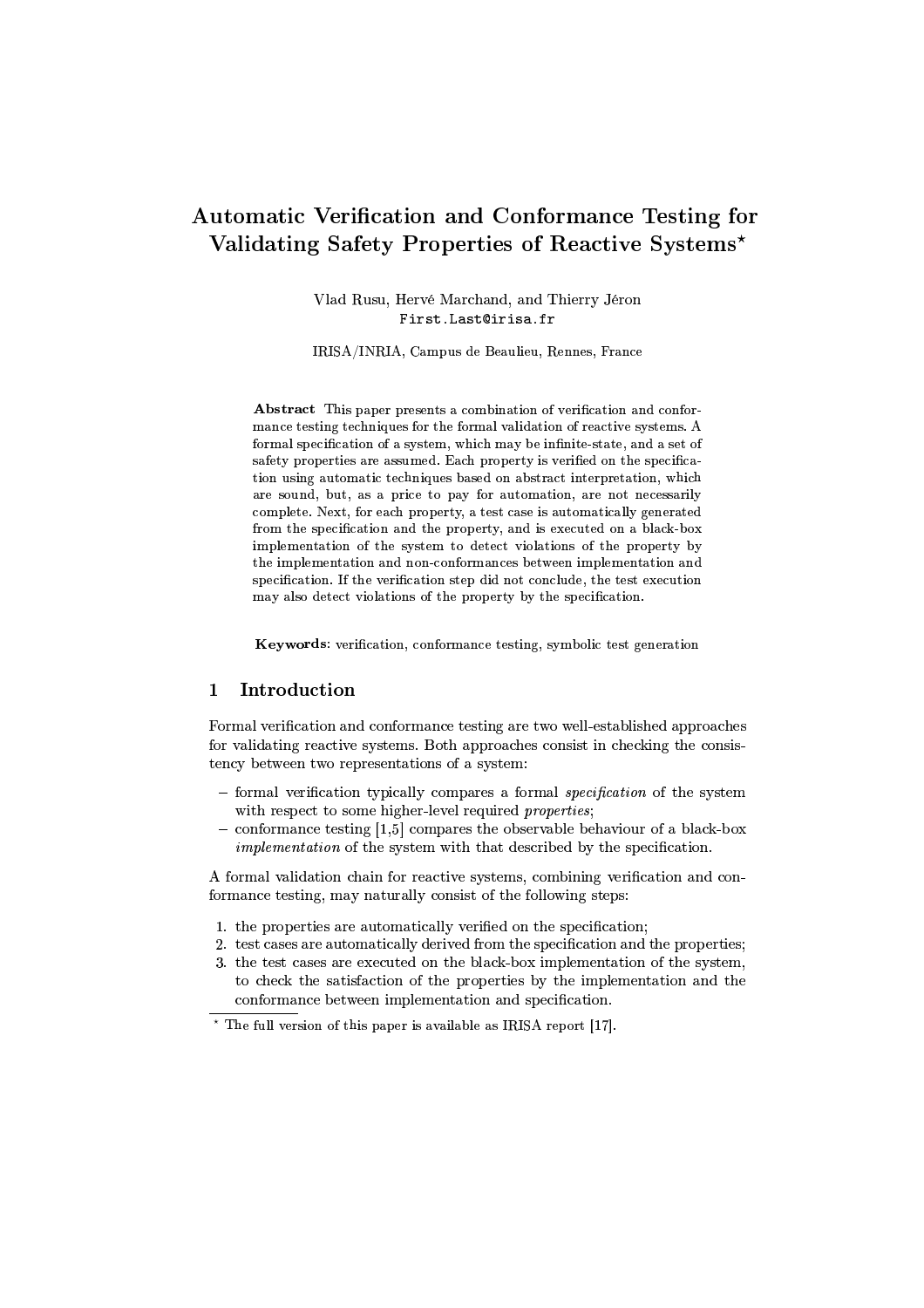# Automatic Verification and Conformance Testing for Validating Safety Properties of Reactive Systems*

Vlad Rusu, Hervé Marchand, and Thierry Jéron
`First.Last@irisa.fr`

IRISA/INRIA, Campus de Beaulieu, Rennes, France

**Abstract** This paper presents a combination of verification and conformance testing techniques for the formal validation of reactive systems. A formal specification of a system, which may be infinite-state, and a set of safety properties are assumed. Each property is verified on the specification using automatic techniques based on abstract interpretation, which are sound, but, as a price to pay for automation, are not necessarily complete. Next, for each property, a test case is automatically generated from the specification and the property, and is executed on a black-box implementation of the system to detect violations of the property by the implementation and non-conformances between implementation and specification. If the verification step did not conclude, the test execution may also detect violations of the property by the specification.

**Keywords**: verification, conformance testing, symbolic test generation

## 1 Introduction

Formal verification and conformance testing are two well-established approaches for validating reactive systems. Both approaches consist in checking the consistency between two representations of a system:

- formal verification typically compares a formal *specification* of the system with respect to some higher-level required *properties*;
- conformance testing [1,5] compares the observable behaviour of a black-box *implementation* of the system with that described by the specification.

A formal validation chain for reactive systems, combining verification and conformance testing, may naturally consist of the following steps:

1. the properties are automatically verified on the specification;
2. test cases are automatically derived from the specification and the properties;
3. the test cases are executed on the black-box implementation of the system, to check the satisfaction of the properties by the implementation and the conformance between implementation and specification.

* The full version of this paper is available as IRISA report [17].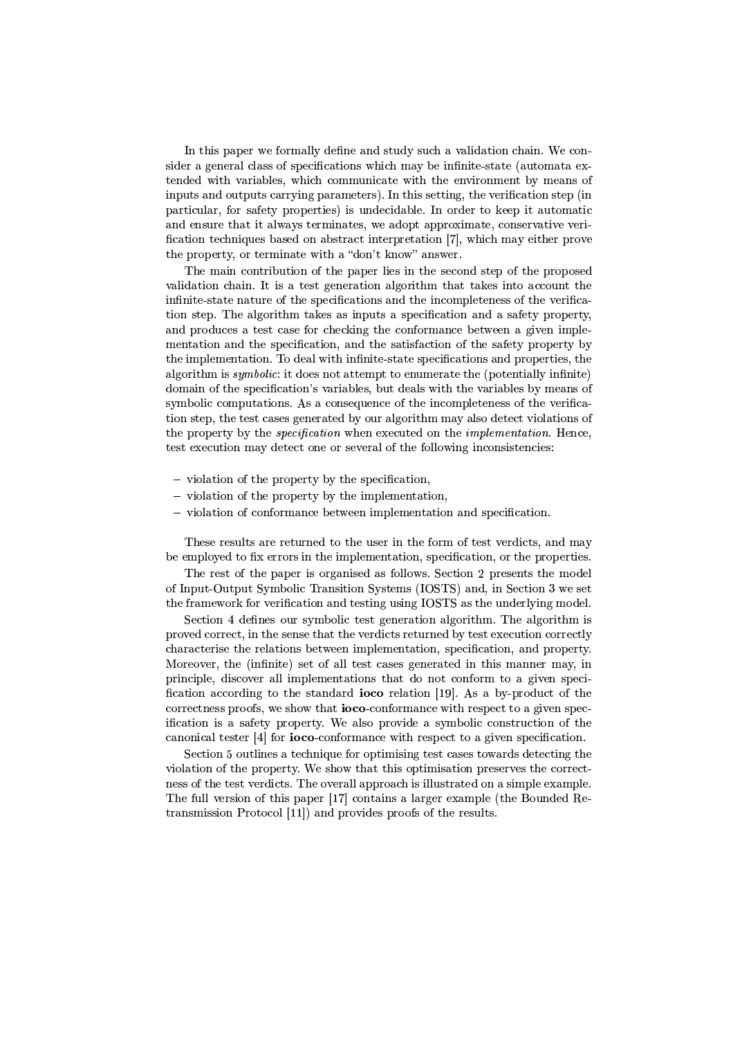In this paper we formally define and study such a validation chain. We consider a general class of specifications which may be infinite-state (automata extended with variables, which communicate with the environment by means of inputs and outputs carrying parameters). In this setting, the verification step (in particular, for safety properties) is undecidable. In order to keep it automatic and ensure that it always terminates, we adopt approximate, conservative verification techniques based on abstract interpretation [7], which may either prove the property, or terminate with a "don't know" answer.

The main contribution of the paper lies in the second step of the proposed validation chain. It is a test generation algorithm that takes into account the infinite-state nature of the specifications and the incompleteness of the verification step. The algorithm takes as inputs a specification and a safety property, and produces a test case for checking the conformance between a given implementation and the specification, and the satisfaction of the safety property by the implementation. To deal with infinite-state specifications and properties, the algorithm is *symbolic*: it does not attempt to enumerate the (potentially infinite) domain of the specification's variables, but deals with the variables by means of symbolic computations. As a consequence of the incompleteness of the verification step, the test cases generated by our algorithm may also detect violations of the property by the *specification* when executed on the *implementation*. Hence, test execution may detect one or several of the following inconsistencies:

- violation of the property by the specification,
- violation of the property by the implementation,
- violation of conformance between implementation and specification.

These results are returned to the user in the form of test verdicts, and may be employed to fix errors in the implementation, specification, or the properties.

The rest of the paper is organised as follows. Section 2 presents the model of Input-Output Symbolic Transition Systems (IOSTS) and, in Section 3 we set the framework for verification and testing using IOSTS as the underlying model.

Section 4 defines our symbolic test generation algorithm. The algorithm is proved correct, in the sense that the verdicts returned by test execution correctly characterise the relations between implementation, specification, and property. Moreover, the (infinite) set of all test cases generated in this manner may, in principle, discover all implementations that do not conform to a given specification according to the standard **ioco** relation [19]. As a by-product of the correctness proofs, we show that **ioco**-conformance with respect to a given specification is a safety property. We also provide a symbolic construction of the canonical tester [4] for **ioco**-conformance with respect to a given specification.

Section 5 outlines a technique for optimising test cases towards detecting the violation of the property. We show that this optimisation preserves the correctness of the test verdicts. The overall approach is illustrated on a simple example. The full version of this paper [17] contains a larger example (the Bounded Retransmission Protocol [11]) and provides proofs of the results.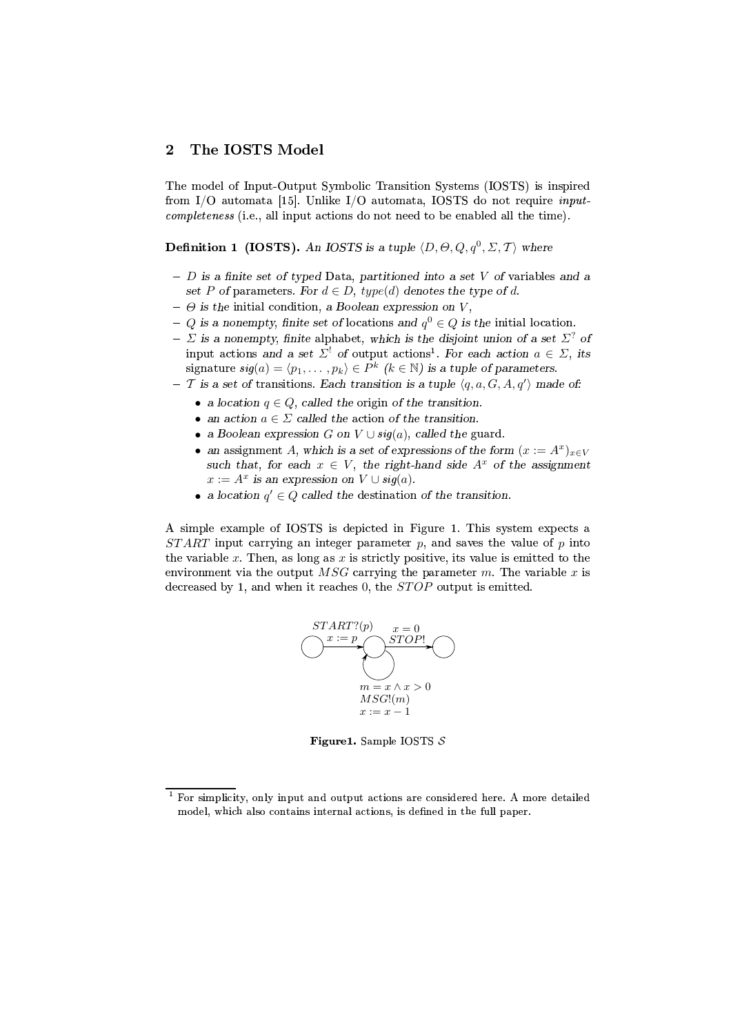## 2 The IOSTS Model

The model of Input-Output Symbolic Transition Systems (IOSTS) is inspired from I/O automata [15]. Unlike I/O automata, IOSTS do not require *input-completeness* (i.e., all input actions do not need to be enabled all the time).

**Definition 1 (IOSTS).** *An IOSTS is a tuple $\langle D, \Theta, Q, q^0, \Sigma, \mathcal{T} \rangle$ where*

- *$D$ is a finite set of typed* Data, *partitioned into a set $V$ of* variables *and a set $P$ of* parameters. *For $d \in D$, $type(d)$ denotes the type of $d$.*
- *$\Theta$ is the* initial condition, *a Boolean expression on $V$,*
- *$Q$ is a nonempty, finite set of* locations *and $q^0 \in Q$ is the* initial location.
- *$\Sigma$ is a nonempty, finite* alphabet, *which is the disjoint union of a set $\Sigma^?$ of* input actions *and a set $\Sigma^!$ of* output actions[1]. *For each action $a \in \Sigma$, its* signature *$sig(a) = \langle p_1, \ldots, p_k \rangle \in P^k$ ($k \in \mathbb{N}$) is a tuple of parameters.*
- *$\mathcal{T}$ is a set of* transitions. *Each transition is a tuple $\langle q, a, G, A, q' \rangle$ made of:*
  - *a location $q \in Q$, called the* origin *of the transition.*
  - *an action $a \in \Sigma$ called the* action *of the transition.*
  - *a Boolean expression $G$ on $V \cup sig(a)$, called the* guard.
  - *an* assignment *$A$, which is a set of expressions of the form $(x := A^x)_{x \in V}$ such that, for each $x \in V$, the right-hand side $A^x$ of the assignment $x := A^x$ is an expression on $V \cup sig(a)$.*
  - *a location $q' \in Q$ called the* destination *of the transition.*

A simple example of IOSTS is depicted in Figure 1. This system expects a $START$ input carrying an integer parameter $p$, and saves the value of $p$ into the variable $x$. Then, as long as $x$ is strictly positive, its value is emitted to the environment via the output $MSG$ carrying the parameter $m$. The variable $x$ is decreased by 1, and when it reaches 0, the $STOP$ output is emitted.

**Figure1.** Sample IOSTS $\mathcal{S}$

[1] For simplicity, only input and output actions are considered here. A more detailed model, which also contains internal actions, is defined in the full paper.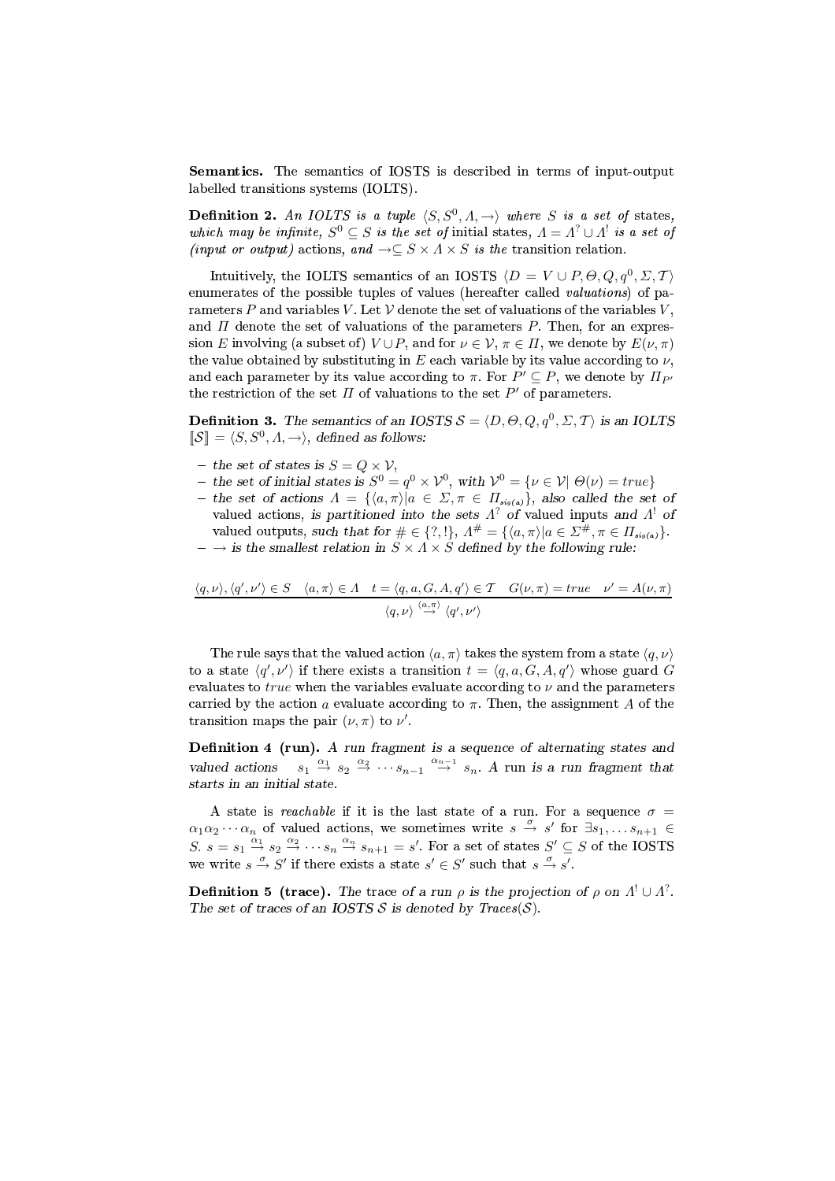**Semantics.** The semantics of IOSTS is described in terms of input-output labelled transitions systems (IOLTS).

**Definition 2.** *An IOLTS is a tuple $\langle S, S^0, \Lambda, \rightarrow \rangle$ where $S$ is a set of* states*, which may be infinite, $S^0 \subseteq S$ is the set of* initial states*, $\Lambda = \Lambda^? \cup \Lambda^!$ is a set of (input or output)* actions*, and $\rightarrow \subseteq S \times \Lambda \times S$ is the* transition relation.

Intuitively, the IOLTS semantics of an IOSTS $\langle D = V \cup P, \Theta, Q, q^0, \Sigma, \mathcal{T} \rangle$ enumerates of the possible tuples of values (hereafter called *valuations*) of parameters $P$ and variables $V$. Let $\mathcal{V}$ denote the set of valuations of the variables $V$, and $\Pi$ denote the set of valuations of the parameters $P$. Then, for an expression $E$ involving (a subset of) $V \cup P$, and for $\nu \in \mathcal{V}$, $\pi \in \Pi$, we denote by $E(\nu, \pi)$ the value obtained by substituting in $E$ each variable by its value according to $\nu$, and each parameter by its value according to $\pi$. For $P' \subseteq P$, we denote by $\Pi_{P'}$ the restriction of the set $\Pi$ of valuations to the set $P'$ of parameters.

**Definition 3.** *The semantics of an IOSTS $\mathcal{S} = \langle D, \Theta, Q, q^0, \Sigma, \mathcal{T} \rangle$ is an IOLTS $[\![\mathcal{S}]\!] = \langle S, S^0, \Lambda, \rightarrow \rangle$, defined as follows:*

- *the set of states is $S = Q \times \mathcal{V}$,*
- *the set of initial states is $S^0 = q^0 \times \mathcal{V}^0$, with $\mathcal{V}^0 = \{\nu \in \mathcal{V} | \ \Theta(\nu) = true\}$*
- *the set of actions $\Lambda = \{\langle a, \pi \rangle | a \in \Sigma, \pi \in \Pi_{sig(a)}\}$, also called the set of* valued actions, *is partitioned into the sets $\Lambda^?$ of* valued inputs *and $\Lambda^!$ of* valued outputs, *such that for $\# \in \{?, !\}$, $\Lambda^{\#} = \{\langle a, \pi \rangle | a \in \Sigma^{\#}, \pi \in \Pi_{sig(a)}\}$.*
- *$\rightarrow$ is the smallest relation in $S \times \Lambda \times S$ defined by the following rule:*

$$\frac{\langle q, \nu \rangle, \langle q', \nu' \rangle \in S \quad \langle a, \pi \rangle \in \Lambda \quad t = \langle q, a, G, A, q' \rangle \in \mathcal{T} \quad G(\nu, \pi) = true \quad \nu' = A(\nu, \pi)}{\langle q, \nu \rangle \stackrel{\langle a, \pi \rangle}{\rightarrow} \langle q', \nu' \rangle}$$

The rule says that the valued action $\langle a, \pi \rangle$ takes the system from a state $\langle q, \nu \rangle$ to a state $\langle q', \nu' \rangle$ if there exists a transition $t = \langle q, a, G, A, q' \rangle$ whose guard $G$ evaluates to $true$ when the variables evaluate according to $\nu$ and the parameters carried by the action $a$ evaluate according to $\pi$. Then, the assignment $A$ of the transition maps the pair $(\nu, \pi)$ to $\nu'$.

**Definition 4 (run).** *A run fragment is a sequence of alternating states and valued actions* $s_1 \stackrel{\alpha_1}{\rightarrow} s_2 \stackrel{\alpha_2}{\rightarrow} \cdots s_{n-1} \stackrel{\alpha_{n-1}}{\rightarrow} s_n$*. A run is a run fragment that starts in an initial state.*

A state is *reachable* if it is the last state of a run. For a sequence $\sigma = \alpha_1 \alpha_2 \cdots \alpha_n$ of valued actions, we sometimes write $s \stackrel{\sigma}{\rightarrow} s'$ for $\exists s_1, \ldots s_{n+1} \in S.\ s = s_1 \stackrel{\alpha_1}{\rightarrow} s_2 \stackrel{\alpha_2}{\rightarrow} \cdots s_n \stackrel{\alpha_n}{\rightarrow} s_{n+1} = s'$. For a set of states $S' \subseteq S$ of the IOSTS we write $s \stackrel{\sigma}{\rightarrow} S'$ if there exists a state $s' \in S'$ such that $s \stackrel{\sigma}{\rightarrow} s'$.

**Definition 5 (trace).** *The trace of a run $\rho$ is the projection of $\rho$ on $\Lambda^! \cup \Lambda^?$. The set of traces of an IOSTS $\mathcal{S}$ is denoted by Traces($\mathcal{S}$).*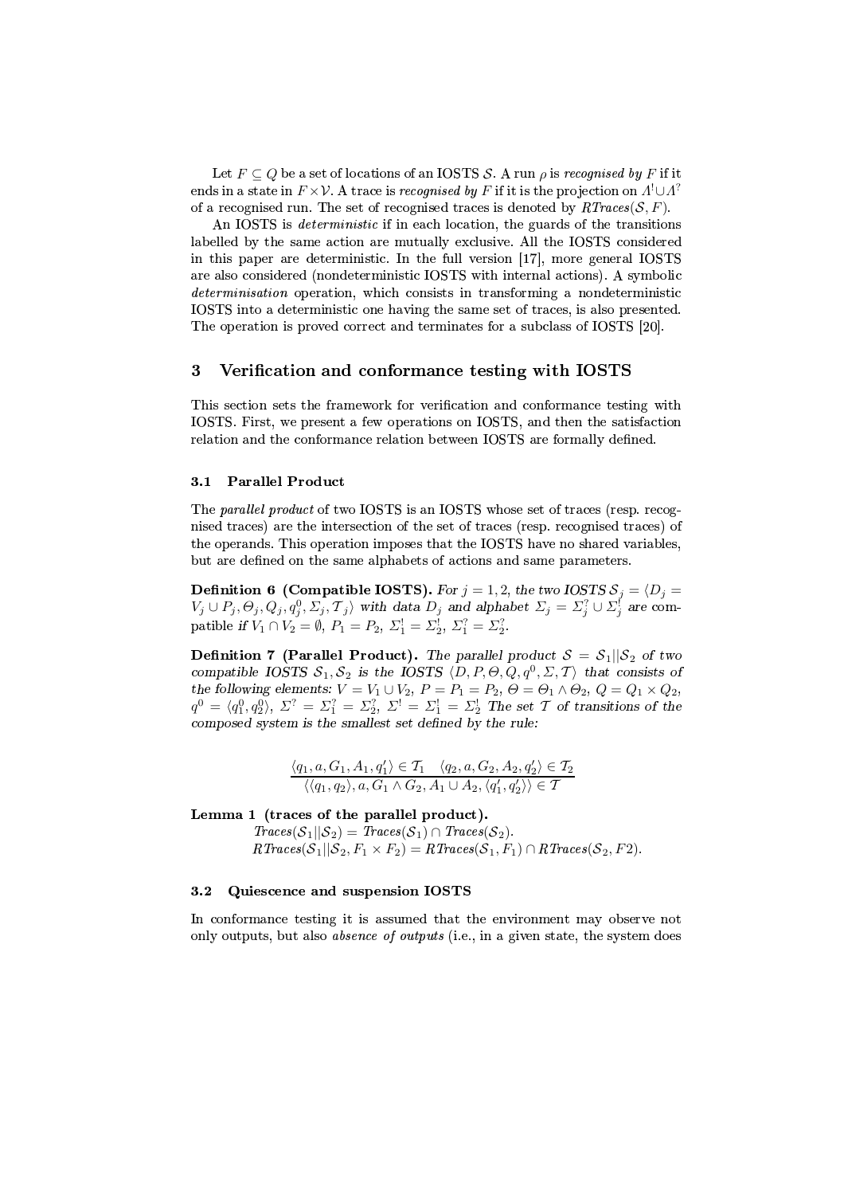Let $F \subseteq Q$ be a set of locations of an IOSTS $\mathcal{S}$. A run $\rho$ is *recognised by* $F$ if it ends in a state in $F \times \mathcal{V}$. A trace is *recognised by* $F$ if it is the projection on $\Lambda^! \cup \Lambda^?$ of a recognised run. The set of recognised traces is denoted by $RTraces(\mathcal{S}, F)$.

An IOSTS is *deterministic* if in each location, the guards of the transitions labelled by the same action are mutually exclusive. All the IOSTS considered in this paper are deterministic. In the full version [17], more general IOSTS are also considered (nondeterministic IOSTS with internal actions). A symbolic *determinisation* operation, which consists in transforming a nondeterministic IOSTS into a deterministic one having the same set of traces, is also presented. The operation is proved correct and terminates for a subclass of IOSTS [20].

## 3 Verification and conformance testing with IOSTS

This section sets the framework for verification and conformance testing with IOSTS. First, we present a few operations on IOSTS, and then the satisfaction relation and the conformance relation between IOSTS are formally defined.

### 3.1 Parallel Product

The *parallel product* of two IOSTS is an IOSTS whose set of traces (resp. recognised traces) are the intersection of the set of traces (resp. recognised traces) of the operands. This operation imposes that the IOSTS have no shared variables, but are defined on the same alphabets of actions and same parameters.

**Definition 6 (Compatible IOSTS).** *For $j = 1, 2$, the two IOSTS $\mathcal{S}_j = \langle D_j = V_j \cup P_j, \Theta_j, Q_j, q_j^0, \Sigma_j, \mathcal{T}_j \rangle$ with data $D_j$ and alphabet $\Sigma_j = \Sigma_j^? \cup \Sigma_j^!$ are compatible if $V_1 \cap V_2 = \emptyset$, $P_1 = P_2$, $\Sigma_1^! = \Sigma_2^!$, $\Sigma_1^? = \Sigma_2^?$.*

**Definition 7 (Parallel Product).** *The parallel product $\mathcal{S} = \mathcal{S}_1 || \mathcal{S}_2$ of two compatible IOSTS $\mathcal{S}_1, \mathcal{S}_2$ is the IOSTS $\langle D, P, \Theta, Q, q^0, \Sigma, \mathcal{T} \rangle$ that consists of the following elements: $V = V_1 \cup V_2$, $P = P_1 = P_2$, $\Theta = \Theta_1 \wedge \Theta_2$, $Q = Q_1 \times Q_2$, $q^0 = \langle q_1^0, q_2^0 \rangle$, $\Sigma^? = \Sigma_1^? = \Sigma_2^?$, $\Sigma^! = \Sigma_1^! = \Sigma_2^!$ The set $\mathcal{T}$ of transitions of the composed system is the smallest set defined by the rule:*

$$\frac{\langle q_1, a, G_1, A_1, q_1' \rangle \in \mathcal{T}_1 \quad \langle q_2, a, G_2, A_2, q_2' \rangle \in \mathcal{T}_2}{\langle \langle q_1, q_2 \rangle, a, G_1 \wedge G_2, A_1 \cup A_2, \langle q_1', q_2' \rangle \rangle \in \mathcal{T}}$$

**Lemma 1 (traces of the parallel product).**
$Traces(\mathcal{S}_1 || \mathcal{S}_2) = Traces(\mathcal{S}_1) \cap Traces(\mathcal{S}_2)$.
$RTraces(\mathcal{S}_1 || \mathcal{S}_2, F_1 \times F_2) = RTraces(\mathcal{S}_1, F_1) \cap RTraces(\mathcal{S}_2, F2)$.

### 3.2 Quiescence and suspension IOSTS

In conformance testing it is assumed that the environment may observe not only outputs, but also *absence of outputs* (i.e., in a given state, the system does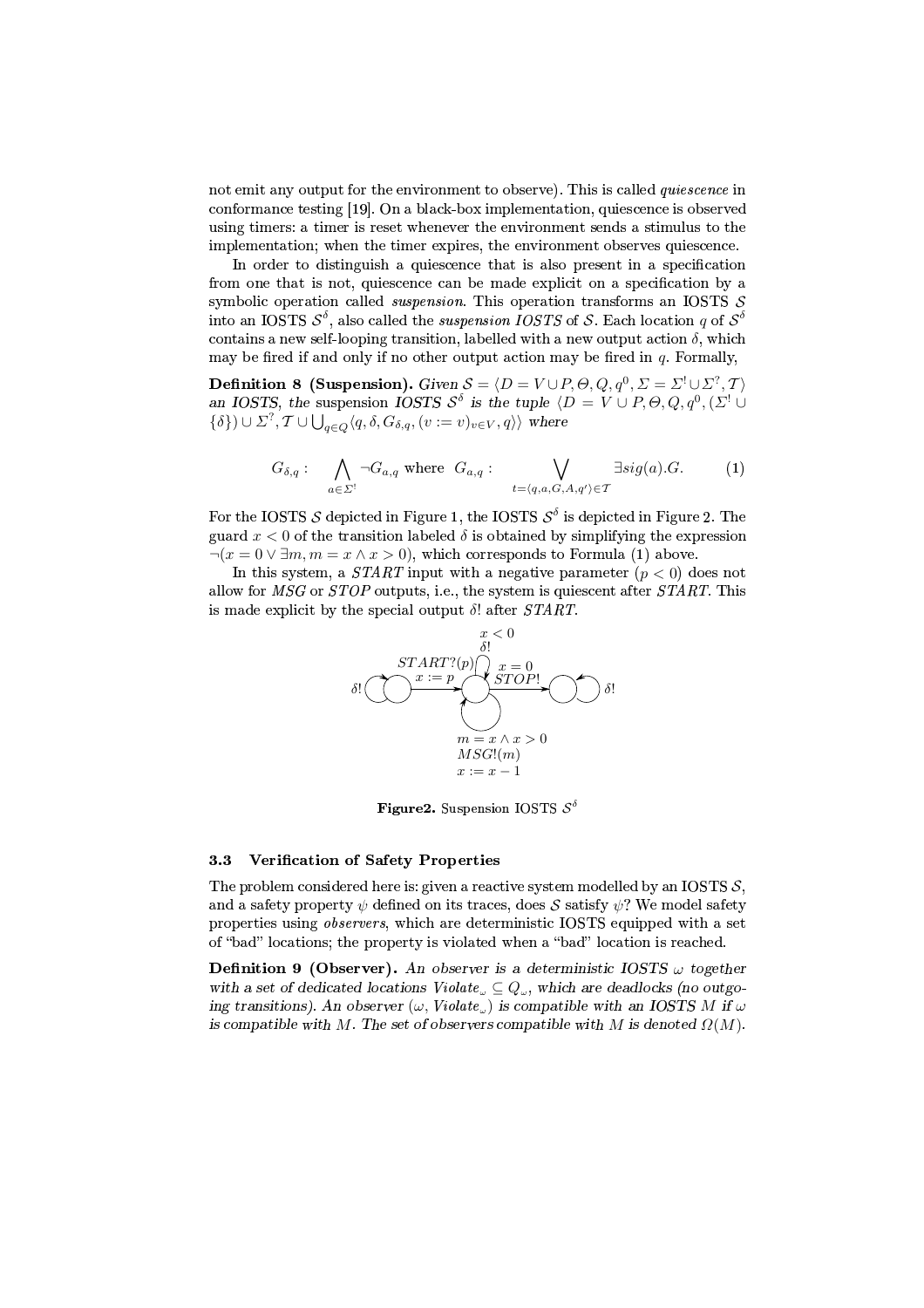not emit any output for the environment to observe). This is called *quiescence* in conformance testing [19]. On a black-box implementation, quiescence is observed using timers: a timer is reset whenever the environment sends a stimulus to the implementation; when the timer expires, the environment observes quiescence.

In order to distinguish a quiescence that is also present in a specification from one that is not, quiescence can be made explicit on a specification by a symbolic operation called *suspension*. This operation transforms an IOSTS $\mathcal{S}$ into an IOSTS $\mathcal{S}^\delta$, also called the *suspension IOSTS* of $\mathcal{S}$. Each location $q$ of $\mathcal{S}^\delta$ contains a new self-looping transition, labelled with a new output action $\delta$, which may be fired if and only if no other output action may be fired in $q$. Formally,

**Definition 8 (Suspension).** *Given $\mathcal{S} = \langle D = V \cup P, \Theta, Q, q^0, \Sigma = \Sigma^! \cup \Sigma^?, \mathcal{T}\rangle$ an IOSTS, the* suspension *IOSTS $\mathcal{S}^\delta$ is the tuple $\langle D = V \cup P, \Theta, Q, q^0, (\Sigma^! \cup \{\delta\}) \cup \Sigma^?, \mathcal{T} \cup \bigcup_{q \in Q} \langle q, \delta, G_{\delta,q}, (v := v)_{v \in V}, q\rangle\rangle$ where*

$$G_{\delta,q} : \bigwedge_{a \in \Sigma^!} \neg G_{a,q} \text{ where } G_{a,q} : \bigvee_{t = \langle q,a,G,A,q'\rangle \in \mathcal{T}} \exists sig(a).G. \qquad (1)$$

For the IOSTS $\mathcal{S}$ depicted in Figure 1, the IOSTS $\mathcal{S}^\delta$ is depicted in Figure 2. The guard $x < 0$ of the transition labeled $\delta$ is obtained by simplifying the expression $\neg(x = 0 \vee \exists m, m = x \wedge x > 0)$, which corresponds to Formula (1) above.

In this system, a *START* input with a negative parameter ($p < 0$) does not allow for *MSG* or *STOP* outputs, i.e., the system is quiescent after *START*. This is made explicit by the special output $\delta!$ after *START*.

**Figure2.** Suspension IOSTS $\mathcal{S}^\delta$

### 3.3 Verification of Safety Properties

The problem considered here is: given a reactive system modelled by an IOSTS $\mathcal{S}$, and a safety property $\psi$ defined on its traces, does $\mathcal{S}$ satisfy $\psi$? We model safety properties using *observers*, which are deterministic IOSTS equipped with a set of "bad" locations; the property is violated when a "bad" location is reached.

**Definition 9 (Observer).** *An observer is a deterministic IOSTS $\omega$ together with a set of dedicated locations $Violate_\omega \subseteq Q_\omega$, which are deadlocks (no outgoing transitions). An observer $(\omega, Violate_\omega)$ is compatible with an IOSTS $M$ if $\omega$ is compatible with $M$. The set of observers compatible with $M$ is denoted $\Omega(M)$.*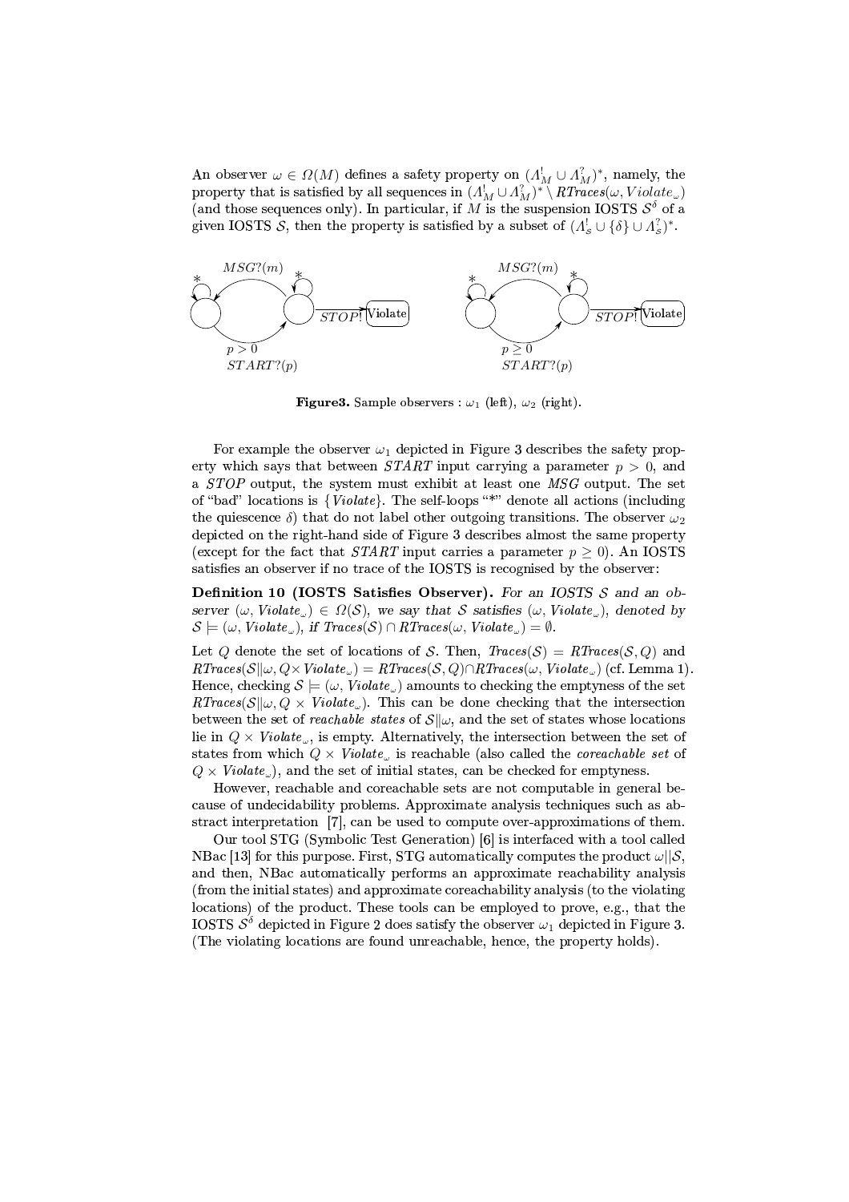An observer $\omega \in \Omega(M)$ defines a safety property on $(\Lambda^!_M \cup \Lambda^?_M)^*$, namely, the property that is satisfied by all sequences in $(\Lambda^!_M \cup \Lambda^?_M)^* \setminus RTraces(\omega, Violate_\omega)$ (and those sequences only). In particular, if $M$ is the suspension IOSTS $\mathcal{S}^\delta$ of a given IOSTS $\mathcal{S}$, then the property is satisfied by a subset of $(\Lambda^!_\mathcal{S} \cup \{\delta\} \cup \Lambda^?_\mathcal{S})^*$.

**Figure3.** Sample observers : $\omega_1$ (left), $\omega_2$ (right).

For example the observer $\omega_1$ depicted in Figure 3 describes the safety property which says that between $START$ input carrying a parameter $p > 0$, and a $STOP$ output, the system must exhibit at least one $MSG$ output. The set of "bad" locations is $\{Violate\}$. The self-loops "*" denote all actions (including the quiescence $\delta$) that do not label other outgoing transitions. The observer $\omega_2$ depicted on the right-hand side of Figure 3 describes almost the same property (except for the fact that $START$ input carries a parameter $p \geq 0$). An IOSTS satisfies an observer if no trace of the IOSTS is recognised by the observer:

**Definition 10 (IOSTS Satisfies Observer).** *For an IOSTS $\mathcal{S}$ and an observer $(\omega, Violate_\omega) \in \Omega(\mathcal{S})$, we say that $\mathcal{S}$ satisfies $(\omega, Violate_\omega)$, denoted by $\mathcal{S} \models (\omega, Violate_\omega)$, if $Traces(\mathcal{S}) \cap RTraces(\omega, Violate_\omega) = \emptyset$.*

Let $Q$ denote the set of locations of $\mathcal{S}$. Then, $Traces(\mathcal{S}) = RTraces(\mathcal{S}, Q)$ and $RTraces(\mathcal{S}\|\omega, Q \times Violate_\omega) = RTraces(\mathcal{S}, Q) \cap RTraces(\omega, Violate_\omega)$ (cf. Lemma 1). Hence, checking $\mathcal{S} \models (\omega, Violate_\omega)$ amounts to checking the emptyness of the set $RTraces(\mathcal{S}\|\omega, Q \times Violate_\omega)$. This can be done checking that the intersection between the set of *reachable states* of $\mathcal{S}\|\omega$, and the set of states whose locations lie in $Q \times Violate_\omega$, is empty. Alternatively, the intersection between the set of states from which $Q \times Violate_\omega$ is reachable (also called the *coreachable set* of $Q \times Violate_\omega$), and the set of initial states, can be checked for emptyness.

However, reachable and coreachable sets are not computable in general because of undecidability problems. Approximate analysis techniques such as abstract interpretation [7], can be used to compute over-approximations of them.

Our tool STG (Symbolic Test Generation) [6] is interfaced with a tool called NBac [13] for this purpose. First, STG automatically computes the product $\omega\|\mathcal{S}$, and then, NBac automatically performs an approximate reachability analysis (from the initial states) and approximate coreachability analysis (to the violating locations) of the product. These tools can be employed to prove, e.g., that the IOSTS $\mathcal{S}^\delta$ depicted in Figure 2 does satisfy the observer $\omega_1$ depicted in Figure 3. (The violating locations are found unreachable, hence, the property holds).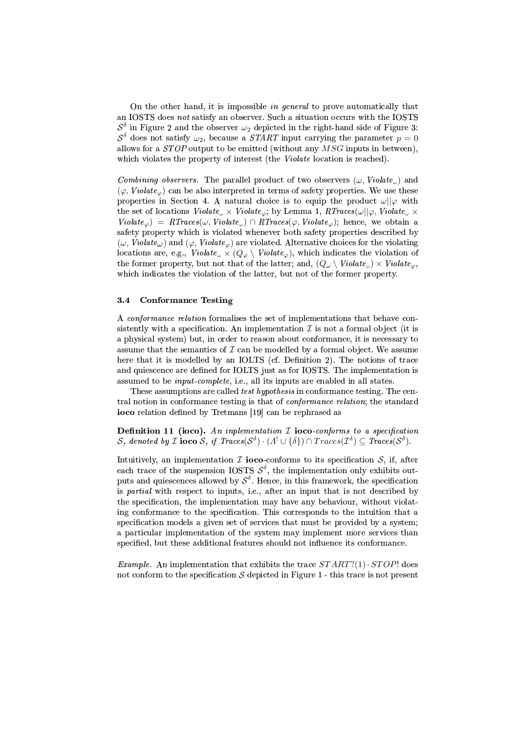On the other hand, it is impossible *in general* to prove automatically that an IOSTS does *not* satisfy an observer. Such a situation occurs with the IOSTS $\mathcal{S}^\delta$ in Figure 2 and the observer $\omega_2$ depicted in the right-hand side of Figure 3: $\mathcal{S}^\delta$ does not satisfy $\omega_2$, because a $START$ input carrying the parameter $p = 0$ allows for a $STOP$ output to be emitted (without any $MSG$ inputs in between), which violates the property of interest (the *Violate* location is reached).

*Combining observers.* The parallel product of two observers $(\omega, \mathit{Violate}_\omega)$ and $(\varphi, \mathit{Violate}_\varphi)$ can be also interpreted in terms of safety properties. We use these properties in Section 4. A natural choice is to equip the product $\omega || \varphi$ with the set of locations $\mathit{Violate}_\omega \times \mathit{Violate}_\varphi$; by Lemma 1, $\mathit{RTraces}(\omega || \varphi, \mathit{Violate}_\omega \times \mathit{Violate}_\varphi) = \mathit{RTraces}(\omega, \mathit{Violate}_\omega) \cap \mathit{RTraces}(\varphi, \mathit{Violate}_\varphi)$; hence, we obtain a safety property which is violated whenever both safety properties described by $(\omega, \mathit{Violate}_\omega)$ and $(\varphi, \mathit{Violate}_\varphi)$ are violated. Alternative choices for the violating locations are, e.g., $\mathit{Violate}_\omega \times (Q_\varphi \setminus \mathit{Violate}_\varphi)$, which indicates the violation of the former property, but not that of the latter; and, $(Q_\omega \setminus \mathit{Violate}_\omega) \times \mathit{Violate}_\varphi$, which indicates the violation of the latter, but not of the former property.

### 3.4 Conformance Testing

A *conformance relation* formalises the set of implementations that behave consistently with a specification. An implementation $\mathcal{I}$ is not a formal object (it is a physical system) but, in order to reason about conformance, it is necessary to assume that the semantics of $\mathcal{I}$ can be modelled by a formal object. We assume here that it is modelled by an IOLTS (cf. Definition 2). The notions of trace and quiescence are defined for IOLTS just as for IOSTS. The implementation is assumed to be *input-complete*, i.e., all its inputs are enabled in all states.

These assumptions are called *test hypothesis* in conformance testing. The central notion in conformance testing is that of *conformance relation*; the standard **ioco** relation defined by Tretmans [19] can be rephrased as

**Definition 11 (ioco).** *An inplementation $\mathcal{I}$ **ioco**-conforms to a specification $\mathcal{S}$, denoted by $\mathcal{I}$ **ioco** $\mathcal{S}$, if $\mathit{Traces}(\mathcal{S}^\delta) \cdot (\Lambda^! \cup \{\delta\}) \cap \mathit{Traces}(\mathcal{I}^\delta) \subseteq \mathit{Traces}(\mathcal{S}^\delta)$.*

Intuitively, an implementation $\mathcal{I}$ **ioco**-conforms to its specification $\mathcal{S}$, if, after each trace of the suspension IOSTS $\mathcal{S}^\delta$, the implementation only exhibits outputs and quiescences allowed by $\mathcal{S}^\delta$. Hence, in this framework, the specification is *partial* with respect to inputs, i.e., after an input that is not described by the specification, the implementation may have any behaviour, without violating conformance to the specification. This corresponds to the intuition that a specification models a given set of services that must be provided by a system; a particular implementation of the system may implement more services than specified, but these additional features should not influence its conformance.

*Example.* An implementation that exhibits the trace $START?(1) \cdot STOP!$ does not conform to the specification $\mathcal{S}$ depicted in Figure 1 - this trace is not present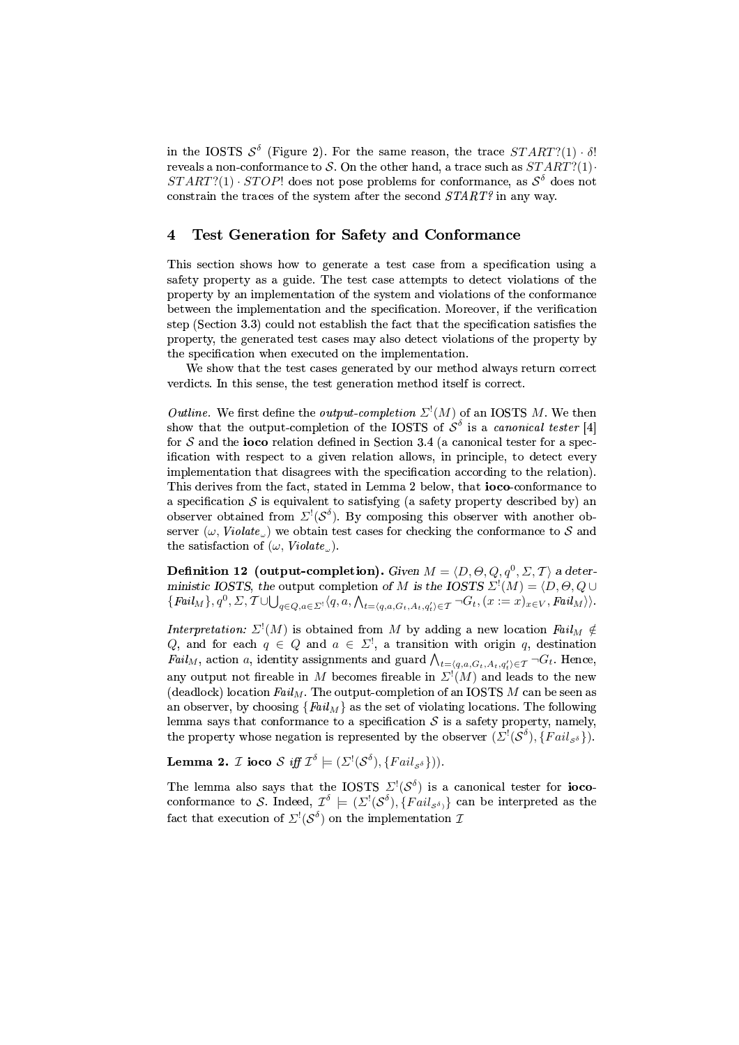in the IOSTS $\mathcal{S}^\delta$ (Figure 2). For the same reason, the trace $START?(1) \cdot \delta!$ reveals a non-conformance to $\mathcal{S}$. On the other hand, a trace such as $START?(1) \cdot START?(1) \cdot STOP!$ does not pose problems for conformance, as $\mathcal{S}^\delta$ does not constrain the traces of the system after the second $START?$ in any way.

## 4 Test Generation for Safety and Conformance

This section shows how to generate a test case from a specification using a safety property as a guide. The test case attempts to detect violations of the property by an implementation of the system and violations of the conformance between the implementation and the specification. Moreover, if the verification step (Section 3.3) could not establish the fact that the specification satisfies the property, the generated test cases may also detect violations of the property by the specification when executed on the implementation.

We show that the test cases generated by our method always return correct verdicts. In this sense, the test generation method itself is correct.

*Outline.* We first define the *output-completion* $\Sigma^!(M)$ of an IOSTS $M$. We then show that the output-completion of the IOSTS of $\mathcal{S}^\delta$ is a *canonical tester* [4] for $\mathcal{S}$ and the **ioco** relation defined in Section 3.4 (a canonical tester for a specification with respect to a given relation allows, in principle, to detect every implementation that disagrees with the specification according to the relation). This derives from the fact, stated in Lemma 2 below, that **ioco**-conformance to a specification $\mathcal{S}$ is equivalent to satisfying (a safety property described by) an observer obtained from $\Sigma^!(\mathcal{S}^\delta)$. By composing this observer with another observer $(\omega, \mathit{Violate}_\omega)$ we obtain test cases for checking the conformance to $\mathcal{S}$ and the satisfaction of $(\omega, \mathit{Violate}_\omega)$.

**Definition 12 (output-completion).** *Given $M = \langle D, \Theta, Q, q^0, \Sigma, \mathcal{T} \rangle$ a deterministic IOSTS, the* output completion *of $M$ is the IOSTS $\Sigma^!(M) = \langle D, \Theta, Q \cup \{\mathit{Fail}_M\}, q^0, \Sigma, \mathcal{T} \cup \bigcup_{q \in Q, a \in \Sigma^!} \langle q, a, \bigwedge_{t=\langle q,a,G_t,A_t,q'_t \rangle \in \mathcal{T}} \neg G_t, (x := x)_{x \in V}, \mathit{Fail}_M \rangle \rangle$.*

*Interpretation:* $\Sigma^!(M)$ is obtained from $M$ by adding a new location $\mathit{Fail}_M \notin Q$, and for each $q \in Q$ and $a \in \Sigma^!$, a transition with origin $q$, destination $\mathit{Fail}_M$, action $a$, identity assignments and guard $\bigwedge_{t=\langle q,a,G_t,A_t,q'_t \rangle \in \mathcal{T}} \neg G_t$. Hence, any output not fireable in $M$ becomes fireable in $\Sigma^!(M)$ and leads to the new (deadlock) location $\mathit{Fail}_M$. The output-completion of an IOSTS $M$ can be seen as an observer, by choosing $\{\mathit{Fail}_M\}$ as the set of violating locations. The following lemma says that conformance to a specification $\mathcal{S}$ is a safety property, namely, the property whose negation is represented by the observer $(\Sigma^!(\mathcal{S}^\delta), \{Fail_{\mathcal{S}^\delta}\})$.

**Lemma 2.** *$\mathcal{I}$ **ioco** $\mathcal{S}$ iff $\mathcal{I}^\delta \models (\Sigma^!(\mathcal{S}^\delta), \{Fail_{\mathcal{S}^\delta}\}))$.*

The lemma also says that the IOSTS $\Sigma^!(\mathcal{S}^\delta)$ is a canonical tester for **ioco**-conformance to $\mathcal{S}$. Indeed, $\mathcal{I}^\delta \models (\Sigma^!(\mathcal{S}^\delta), \{Fail_{\mathcal{S}^\delta}\}\}$ can be interpreted as the fact that execution of $\Sigma^!(\mathcal{S}^\delta)$ on the implementation $\mathcal{I}$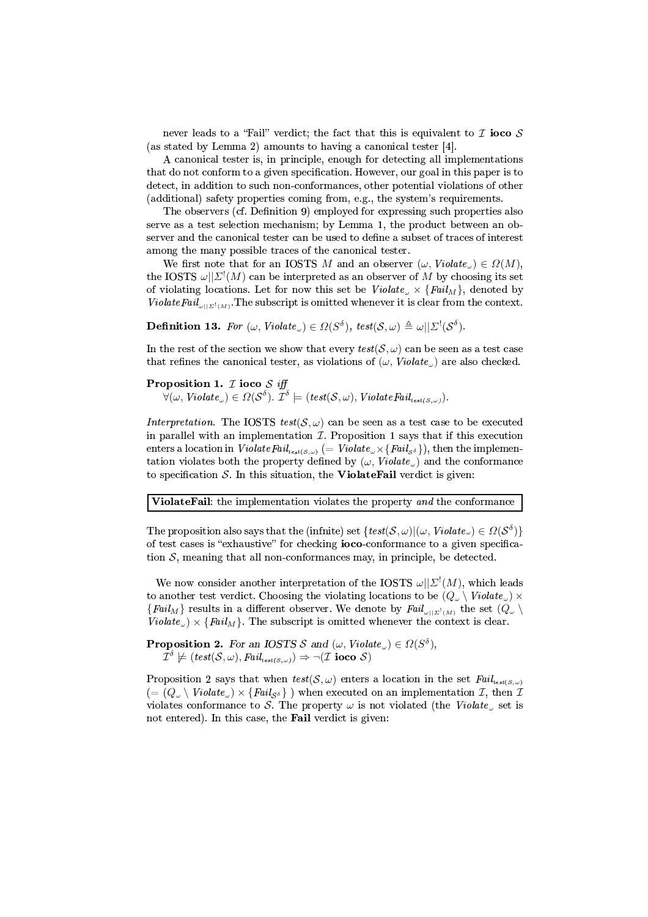never leads to a "Fail" verdict; the fact that this is equivalent to $\mathcal{I}$ **ioco** $\mathcal{S}$ (as stated by Lemma 2) amounts to having a canonical tester [4].

A canonical tester is, in principle, enough for detecting all implementations that do not conform to a given specification. However, our goal in this paper is to detect, in addition to such non-conformances, other potential violations of other (additional) safety properties coming from, e.g., the system's requirements.

The observers (cf. Definition 9) employed for expressing such properties also serve as a test selection mechanism; by Lemma 1, the product between an observer and the canonical tester can be used to define a subset of traces of interest among the many possible traces of the canonical tester.

We first note that for an IOSTS $M$ and an observer $(\omega, \mathit{Violate}_\omega) \in \Omega(M)$, the IOSTS $\omega||\Sigma^!(M)$ can be interpreted as an observer of $M$ by choosing its set of violating locations. Let for now this set be $\mathit{Violate}_\omega \times \{\mathit{Fail}_M\}$, denoted by $\mathit{ViolateFail}_{\omega||\Sigma^!(M)}$.The subscript is omitted whenever it is clear from the context.

**Definition 13.** *For* $(\omega, \mathit{Violate}_\omega) \in \Omega(S^\delta)$, $\mathit{test}(\mathcal{S}, \omega) \triangleq \omega||\Sigma^!(\mathcal{S}^\delta)$.

In the rest of the section we show that every $\mathit{test}(\mathcal{S}, \omega)$ can be seen as a test case that refines the canonical tester, as violations of $(\omega, \mathit{Violate}_\omega)$ are also checked.

**Proposition 1.** $\mathcal{I}$ **ioco** $\mathcal{S}$ *iff*
$\forall(\omega, \mathit{Violate}_\omega) \in \Omega(\mathcal{S}^\delta).\ \mathcal{I}^\delta \models (\mathit{test}(\mathcal{S}, \omega), \mathit{ViolateFail}_{\mathit{test}(\mathcal{S},\omega)})$.

*Interpretation.* The IOSTS $\mathit{test}(\mathcal{S}, \omega)$ can be seen as a test case to be executed in parallel with an implementation $\mathcal{I}$. Proposition 1 says that if this execution enters a location in $\mathit{ViolateFail}_{\mathit{test}(\mathcal{S},\omega)}$ $(= \mathit{Violate}_\omega \times \{\mathit{Fail}_{\mathcal{S}^\delta}\})$, then the implementation violates both the property defined by $(\omega, \mathit{Violate}_\omega)$ and the conformance to specification $\mathcal{S}$. In this situation, the **ViolateFail** verdict is given:

> **ViolateFail**: the implementation violates the property *and* the conformance

The proposition also says that the (infnite) set $\{\mathit{test}(\mathcal{S}, \omega) | (\omega, \mathit{Violate}_\omega) \in \Omega(\mathcal{S}^\delta)\}$ of test cases is "exhaustive" for checking **ioco**-conformance to a given specification $\mathcal{S}$, meaning that all non-conformances may, in principle, be detected.

We now consider another interpretation of the IOSTS $\omega||\Sigma^!(M)$, which leads to another test verdict. Choosing the violating locations to be $(Q_\omega \setminus \mathit{Violate}_\omega) \times \{\mathit{Fail}_M\}$ results in a different observer. We denote by $\mathit{Fail}_{\omega||\Sigma^!(M)}$ the set $(Q_\omega \setminus \mathit{Violate}_\omega) \times \{\mathit{Fail}_M\}$. The subscript is omitted whenever the context is clear.

**Proposition 2.** *For an IOSTS* $\mathcal{S}$ *and* $(\omega, \mathit{Violate}_\omega) \in \Omega(S^\delta)$,
$\mathcal{I}^\delta \not\models (\mathit{test}(\mathcal{S}, \omega), \mathit{Fail}_{\mathit{test}(\mathcal{S},\omega)}) \Rightarrow \neg(\mathcal{I}$ **ioco** $\mathcal{S})$

Proposition 2 says that when $\mathit{test}(\mathcal{S}, \omega)$ enters a location in the set $\mathit{Fail}_{\mathit{test}(\mathcal{S},\omega)}$ $(= (Q_\omega \setminus \mathit{Violate}_\omega) \times \{\mathit{Fail}_{\mathcal{S}^\delta}\}$ ) when executed on an implementation $\mathcal{I}$, then $\mathcal{I}$ violates conformance to $\mathcal{S}$. The property $\omega$ is not violated (the $\mathit{Violate}_\omega$ set is not entered). In this case, the **Fail** verdict is given: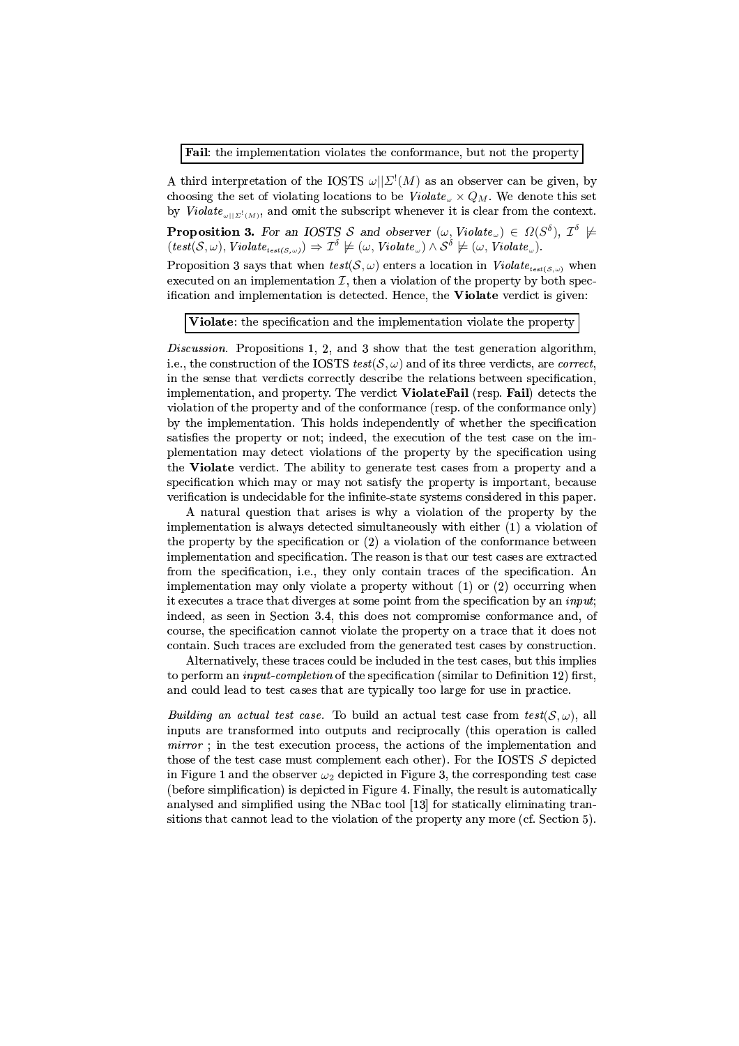**Fail**: the implementation violates the conformance, but not the property

A third interpretation of the IOSTS $\omega || \Sigma^!(M)$ as an observer can be given, by choosing the set of violating locations to be $Violate_\omega \times Q_M$. We denote this set by $Violate_{\omega || \Sigma^!(M)}$, and omit the subscript whenever it is clear from the context.

**Proposition 3.** *For an IOSTS $\mathcal{S}$ and observer $(\omega, Violate_\omega) \in \Omega(S^\delta)$, $\mathcal{I}^\delta \not\models (test(\mathcal{S}, \omega), Violate_{test(\mathcal{S},\omega)}) \Rightarrow \mathcal{I}^\delta \not\models (\omega, Violate_\omega) \wedge \mathcal{S}^\delta \not\models (\omega, Violate_\omega)$.*

Proposition 3 says that when $test(\mathcal{S}, \omega)$ enters a location in $Violate_{test(\mathcal{S},\omega)}$ when executed on an implementation $\mathcal{I}$, then a violation of the property by both specification and implementation is detected. Hence, the **Violate** verdict is given:

**Violate**: the specification and the implementation violate the property

*Discussion.* Propositions 1, 2, and 3 show that the test generation algorithm, i.e., the construction of the IOSTS $test(\mathcal{S}, \omega)$ and of its three verdicts, are *correct*, in the sense that verdicts correctly describe the relations between specification, implementation, and property. The verdict **ViolateFail** (resp. **Fail**) detects the violation of the property and of the conformance (resp. of the conformance only) by the implementation. This holds independently of whether the specification satisfies the property or not; indeed, the execution of the test case on the implementation may detect violations of the property by the specification using the **Violate** verdict. The ability to generate test cases from a property and a specification which may or may not satisfy the property is important, because verification is undecidable for the infinite-state systems considered in this paper.

A natural question that arises is why a violation of the property by the implementation is always detected simultaneously with either (1) a violation of the property by the specification or (2) a violation of the conformance between implementation and specification. The reason is that our test cases are extracted from the specification, i.e., they only contain traces of the specification. An implementation may only violate a property without (1) or (2) occurring when it executes a trace that diverges at some point from the specification by an *input*; indeed, as seen in Section 3.4, this does not compromise conformance and, of course, the specification cannot violate the property on a trace that it does not contain. Such traces are excluded from the generated test cases by construction.

Alternatively, these traces could be included in the test cases, but this implies to perform an *input-completion* of the specification (similar to Definition 12) first, and could lead to test cases that are typically too large for use in practice.

*Building an actual test case.* To build an actual test case from $test(\mathcal{S}, \omega)$, all inputs are transformed into outputs and reciprocally (this operation is called *mirror* ; in the test execution process, the actions of the implementation and those of the test case must complement each other). For the IOSTS $\mathcal{S}$ depicted in Figure 1 and the observer $\omega_2$ depicted in Figure 3, the corresponding test case (before simplification) is depicted in Figure 4. Finally, the result is automatically analysed and simplified using the NBac tool [13] for statically eliminating transitions that cannot lead to the violation of the property any more (cf. Section 5).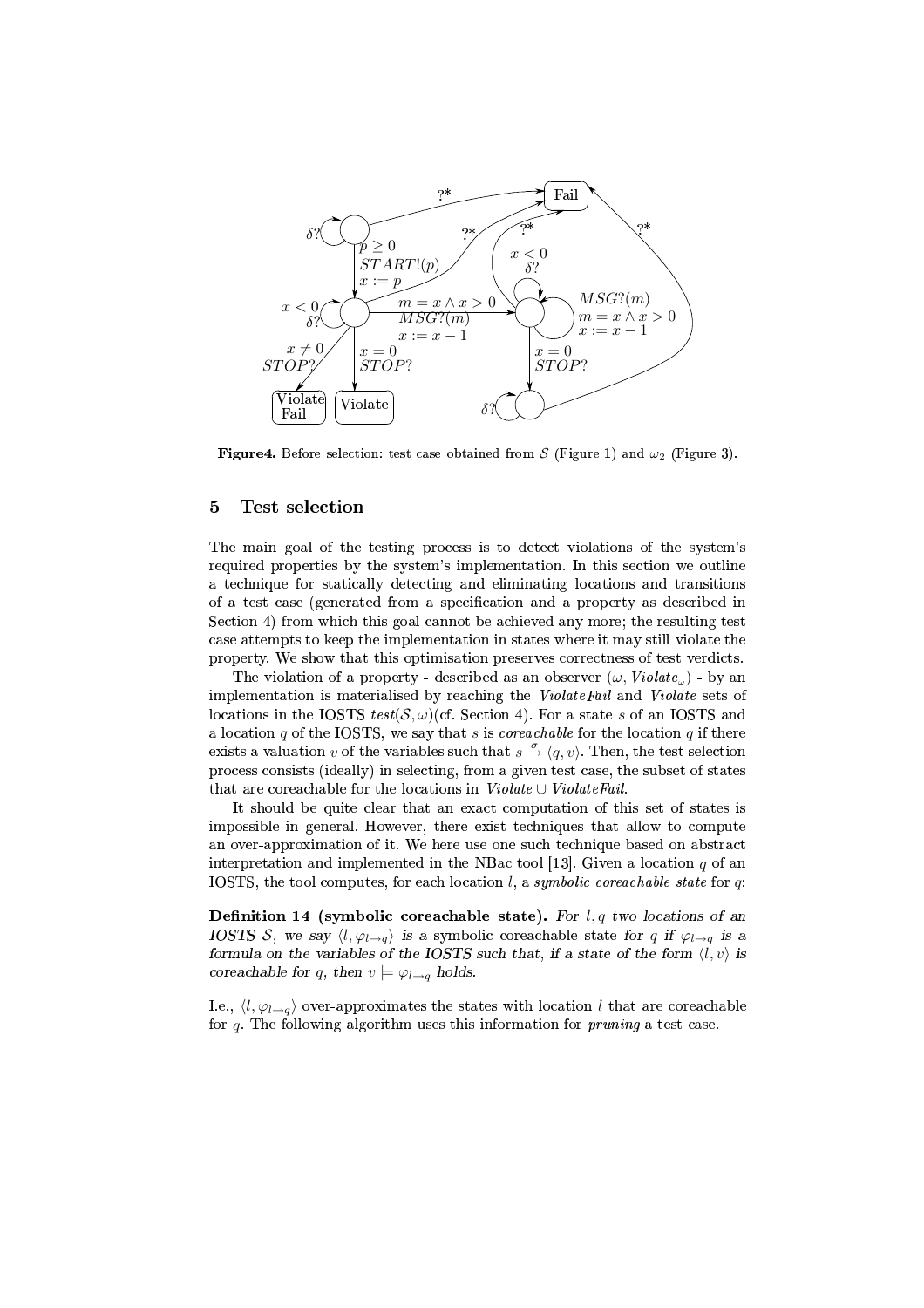**Figure4.** Before selection: test case obtained from $\mathcal{S}$ (Figure 1) and $\omega_2$ (Figure 3).

## 5 Test selection

The main goal of the testing process is to detect violations of the system's required properties by the system's implementation. In this section we outline a technique for statically detecting and eliminating locations and transitions of a test case (generated from a specification and a property as described in Section 4) from which this goal cannot be achieved any more; the resulting test case attempts to keep the implementation in states where it may still violate the property. We show that this optimisation preserves correctness of test verdicts.

The violation of a property - described as an observer $(\omega, \mathit{Violate}_\omega)$ - by an implementation is materialised by reaching the *ViolateFail* and *Violate* sets of locations in the IOSTS $test(\mathcal{S}, \omega)$(cf. Section 4). For a state $s$ of an IOSTS and a location $q$ of the IOSTS, we say that $s$ is *coreachable* for the location $q$ if there exists a valuation $v$ of the variables such that $s \xrightarrow{\sigma} \langle q, v \rangle$. Then, the test selection process consists (ideally) in selecting, from a given test case, the subset of states that are coreachable for the locations in $\mathit{Violate} \cup \mathit{ViolateFail}$.

It should be quite clear that an exact computation of this set of states is impossible in general. However, there exist techniques that allow to compute an over-approximation of it. We here use one such technique based on abstract interpretation and implemented in the NBac tool [13]. Given a location $q$ of an IOSTS, the tool computes, for each location $l$, a *symbolic coreachable state* for $q$:

**Definition 14 (symbolic coreachable state).** *For $l, q$ two locations of an IOSTS $\mathcal{S}$, we say $\langle l, \varphi_{l \to q} \rangle$ is a* symbolic coreachable state *for $q$ if $\varphi_{l \to q}$ is a formula on the variables of the IOSTS such that, if a state of the form $\langle l, v \rangle$ is coreachable for $q$, then $v \models \varphi_{l \to q}$ holds.*

I.e., $\langle l, \varphi_{l \to q} \rangle$ over-approximates the states with location $l$ that are coreachable for $q$. The following algorithm uses this information for *pruning* a test case.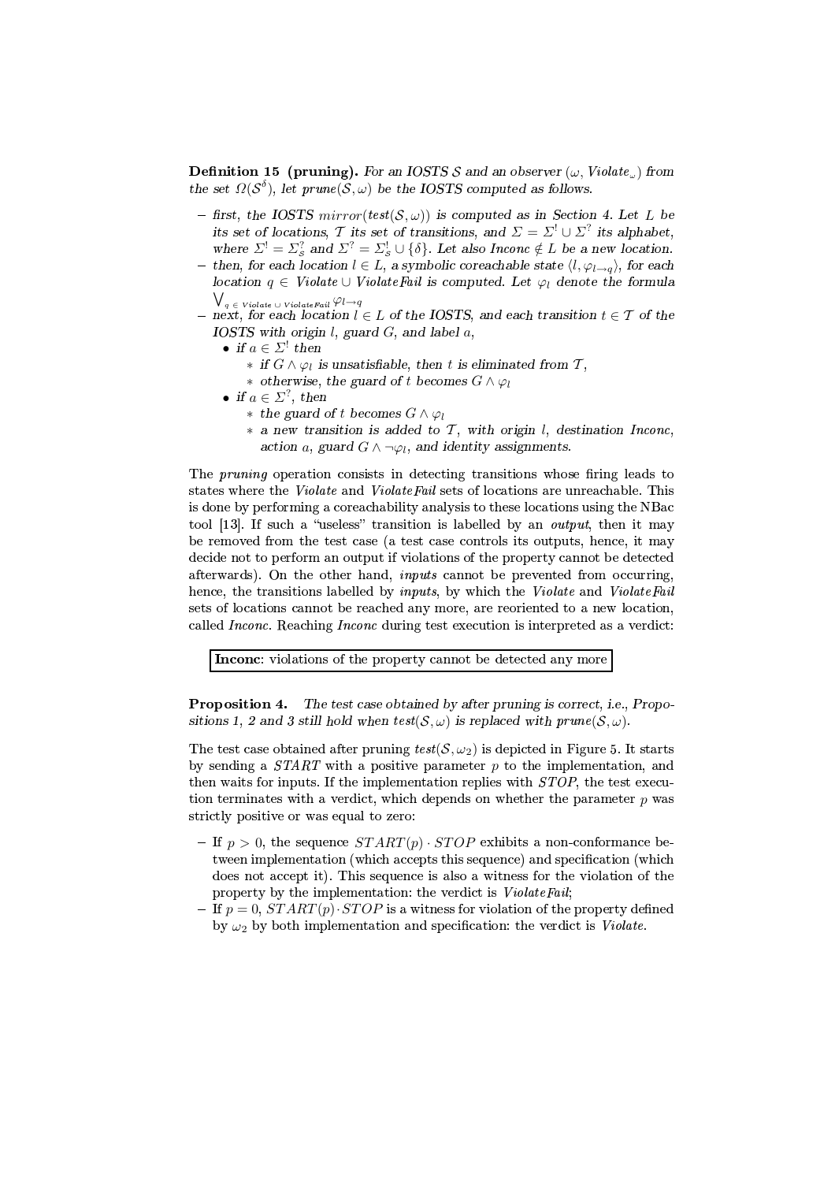**Definition 15 (pruning).** *For an IOSTS $\mathcal{S}$ and an observer $(\omega, \mathit{Violate}_\omega)$ from the set $\Omega(\mathcal{S}^\delta)$, let $prune(\mathcal{S}, \omega)$ be the IOSTS computed as follows.*

- *first, the IOSTS $mirror(test(\mathcal{S}, \omega))$ is computed as in Section 4. Let $L$ be its set of locations, $\mathcal{T}$ its set of transitions, and $\Sigma = \Sigma^! \cup \Sigma^?$ its alphabet, where $\Sigma^! = \Sigma^?_S$ and $\Sigma^? = \Sigma^!_S \cup \{\delta\}$. Let also $\mathit{Inconc} \notin L$ be a new location.*
- *then, for each location $l \in L$, a symbolic coreachable state $\langle l, \varphi_{l \to q} \rangle$, for each location $q \in \mathit{Violate} \cup \mathit{ViolateFail}$ is computed. Let $\varphi_l$ denote the formula $\bigvee_{q \in \mathit{Violate} \cup \mathit{ViolateFail}} \varphi_{l \to q}$*
- *next, for each location $l \in L$ of the IOSTS, and each transition $t \in \mathcal{T}$ of the IOSTS with origin $l$, guard $G$, and label $a$,*
  - *if $a \in \Sigma^!$ then*
    - *if $G \wedge \varphi_l$ is unsatisfiable, then $t$ is eliminated from $\mathcal{T}$,*
    - *otherwise, the guard of $t$ becomes $G \wedge \varphi_l$*
  - *if $a \in \Sigma^?$, then*
    - *the guard of $t$ becomes $G \wedge \varphi_l$*
    - *a new transition is added to $\mathcal{T}$, with origin $l$, destination $\mathit{Inconc}$, action $a$, guard $G \wedge \neg\varphi_l$, and identity assignments.*

The *pruning* operation consists in detecting transitions whose firing leads to states where the *Violate* and *ViolateFail* sets of locations are unreachable. This is done by performing a coreachability analysis to these locations using the NBac tool [13]. If such a "useless" transition is labelled by an *output*, then it may be removed from the test case (a test case controls its outputs, hence, it may decide not to perform an output if violations of the property cannot be detected afterwards). On the other hand, *inputs* cannot be prevented from occurring, hence, the transitions labelled by *inputs*, by which the *Violate* and *ViolateFail* sets of locations cannot be reached any more, are reoriented to a new location, called *Inconc*. Reaching *Inconc* during test execution is interpreted as a verdict:

**Inconc**: violations of the property cannot be detected any more

**Proposition 4.** *The test case obtained by after pruning is correct, i.e., Propositions 1, 2 and 3 still hold when $test(\mathcal{S}, \omega)$ is replaced with $prune(\mathcal{S}, \omega)$.*

The test case obtained after pruning $test(\mathcal{S}, \omega_2)$ is depicted in Figure 5. It starts by sending a $START$ with a positive parameter $p$ to the implementation, and then waits for inputs. If the implementation replies with $STOP$, the test execution terminates with a verdict, which depends on whether the parameter $p$ was strictly positive or was equal to zero:

- If $p > 0$, the sequence $START(p) \cdot STOP$ exhibits a non-conformance between implementation (which accepts this sequence) and specification (which does not accept it). This sequence is also a witness for the violation of the property by the implementation: the verdict is *ViolateFail*;
- If $p = 0$, $START(p) \cdot STOP$ is a witness for violation of the property defined by $\omega_2$ by both implementation and specification: the verdict is *Violate*.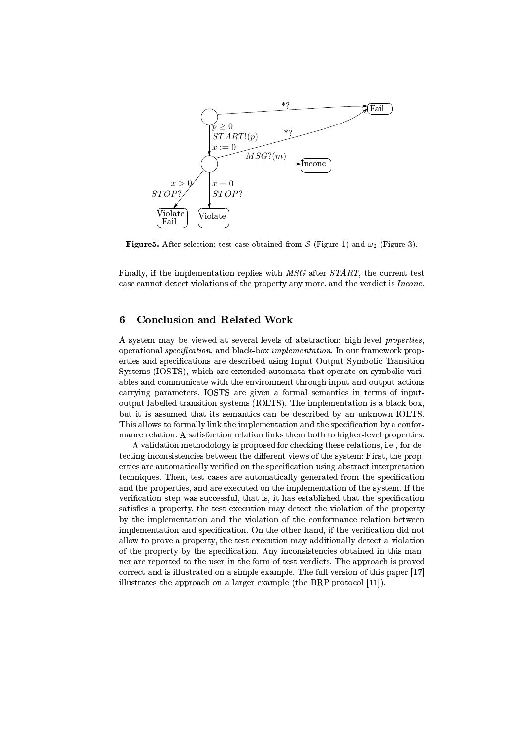**Figure5.** After selection: test case obtained from $\mathcal{S}$ (Figure 1) and $\omega_2$ (Figure 3).

Finally, if the implementation replies with *MSG* after *START*, the current test case cannot detect violations of the property any more, and the verdict is *Inconc*.

## 6 Conclusion and Related Work

A system may be viewed at several levels of abstraction: high-level *properties*, operational *specification*, and black-box *implementation*. In our framework properties and specifications are described using Input-Output Symbolic Transition Systems (IOSTS), which are extended automata that operate on symbolic variables and communicate with the environment through input and output actions carrying parameters. IOSTS are given a formal semantics in terms of input-output labelled transition systems (IOLTS). The implementation is a black box, but it is assumed that its semantics can be described by an unknown IOLTS. This allows to formally link the implementation and the specification by a conformance relation. A satisfaction relation links them both to higher-level properties.

A validation methodology is proposed for checking these relations, i.e., for detecting inconsistencies between the different views of the system: First, the properties are automatically verified on the specification using abstract interpretation techniques. Then, test cases are automatically generated from the specification and the properties, and are executed on the implementation of the system. If the verification step was successful, that is, it has established that the specification satisfies a property, the test execution may detect the violation of the property by the implementation and the violation of the conformance relation between implementation and specification. On the other hand, if the verification did not allow to prove a property, the test execution may additionally detect a violation of the property by the specification. Any inconsistencies obtained in this manner are reported to the user in the form of test verdicts. The approach is proved correct and is illustrated on a simple example. The full version of this paper [17] illustrates the approach on a larger example (the BRP protocol [11]).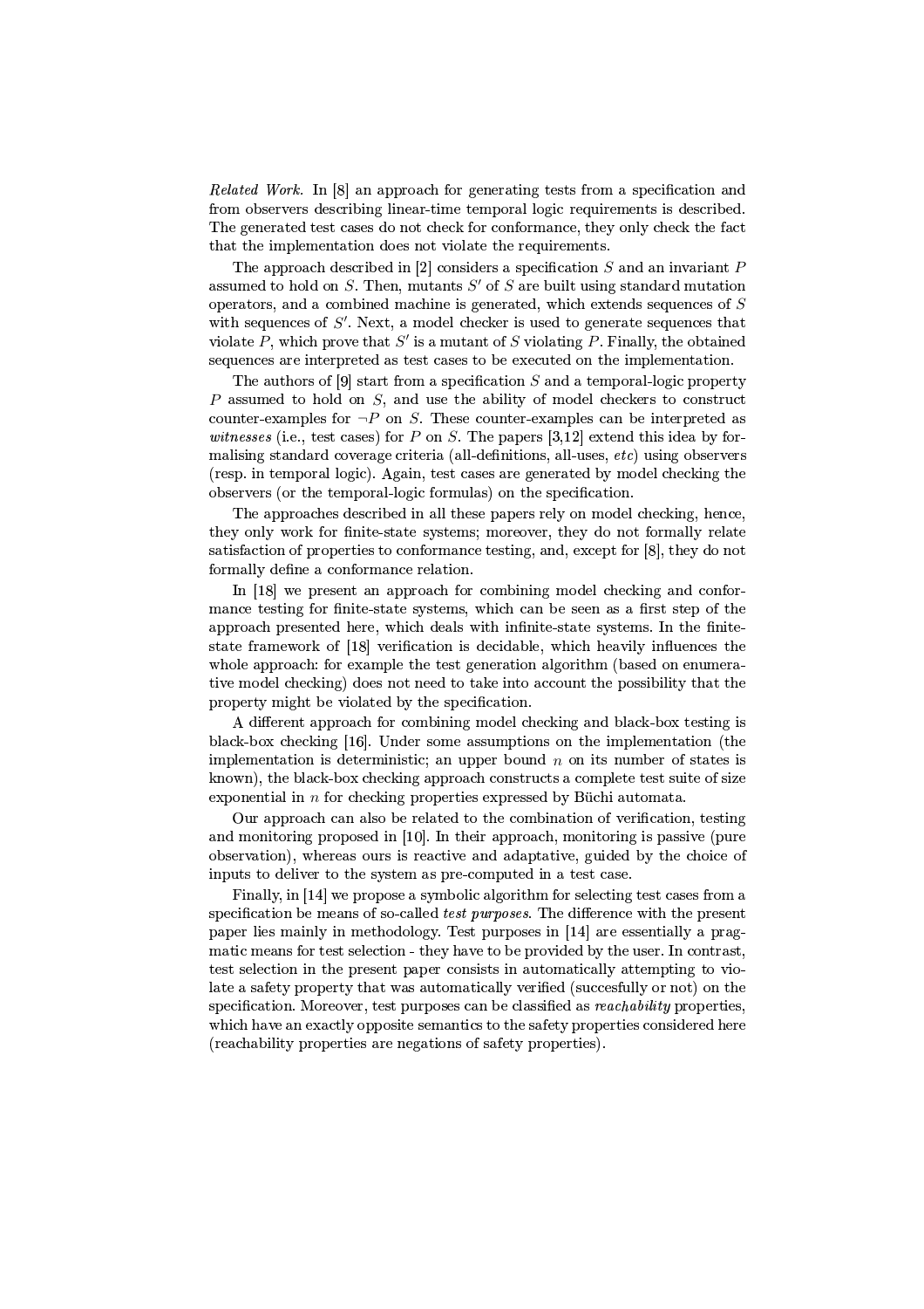*Related Work.* In [8] an approach for generating tests from a specification and from observers describing linear-time temporal logic requirements is described. The generated test cases do not check for conformance, they only check the fact that the implementation does not violate the requirements.

The approach described in [2] considers a specification $S$ and an invariant $P$ assumed to hold on $S$. Then, mutants $S'$ of $S$ are built using standard mutation operators, and a combined machine is generated, which extends sequences of $S$ with sequences of $S'$. Next, a model checker is used to generate sequences that violate $P$, which prove that $S'$ is a mutant of $S$ violating $P$. Finally, the obtained sequences are interpreted as test cases to be executed on the implementation.

The authors of [9] start from a specification $S$ and a temporal-logic property $P$ assumed to hold on $S$, and use the ability of model checkers to construct counter-examples for $\neg P$ on $S$. These counter-examples can be interpreted as *witnesses* (i.e., test cases) for $P$ on $S$. The papers [3,12] extend this idea by formalising standard coverage criteria (all-definitions, all-uses, *etc*) using observers (resp. in temporal logic). Again, test cases are generated by model checking the observers (or the temporal-logic formulas) on the specification.

The approaches described in all these papers rely on model checking, hence, they only work for finite-state systems; moreover, they do not formally relate satisfaction of properties to conformance testing, and, except for [8], they do not formally define a conformance relation.

In [18] we present an approach for combining model checking and conformance testing for finite-state systems, which can be seen as a first step of the approach presented here, which deals with infinite-state systems. In the finite-state framework of [18] verification is decidable, which heavily influences the whole approach: for example the test generation algorithm (based on enumerative model checking) does not need to take into account the possibility that the property might be violated by the specification.

A different approach for combining model checking and black-box testing is black-box checking [16]. Under some assumptions on the implementation (the implementation is deterministic; an upper bound $n$ on its number of states is known), the black-box checking approach constructs a complete test suite of size exponential in $n$ for checking properties expressed by Büchi automata.

Our approach can also be related to the combination of verification, testing and monitoring proposed in [10]. In their approach, monitoring is passive (pure observation), whereas ours is reactive and adaptative, guided by the choice of inputs to deliver to the system as pre-computed in a test case.

Finally, in [14] we propose a symbolic algorithm for selecting test cases from a specification be means of so-called *test purposes*. The difference with the present paper lies mainly in methodology. Test purposes in [14] are essentially a pragmatic means for test selection - they have to be provided by the user. In contrast, test selection in the present paper consists in automatically attempting to violate a safety property that was automatically verified (succesfully or not) on the specification. Moreover, test purposes can be classified as *reachability* properties, which have an exactly opposite semantics to the safety properties considered here (reachability properties are negations of safety properties).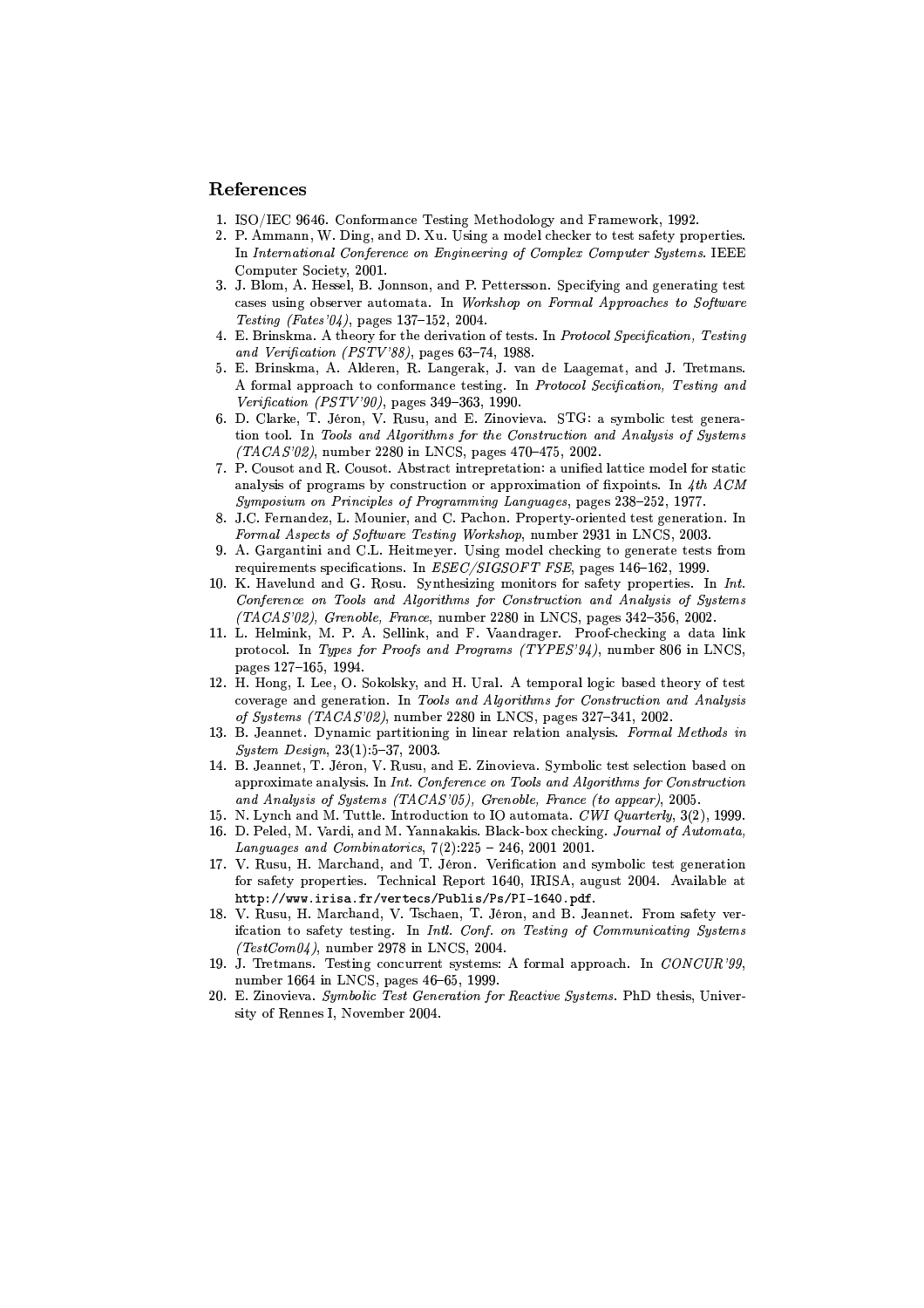## References

1. ISO/IEC 9646. Conformance Testing Methodology and Framework, 1992.
2. P. Ammann, W. Ding, and D. Xu. Using a model checker to test safety properties. In *International Conference on Engineering of Complex Computer Systems*. IEEE Computer Society, 2001.
3. J. Blom, A. Hessel, B. Jonnson, and P. Pettersson. Specifying and generating test cases using observer automata. In *Workshop on Formal Approaches to Software Testing (Fates'04)*, pages 137–152, 2004.
4. E. Brinskma. A theory for the derivation of tests. In *Protocol Specification, Testing and Verification (PSTV'88)*, pages 63–74, 1988.
5. E. Brinskma, A. Alderen, R. Langerak, J. van de Laagemat, and J. Tretmans. A formal approach to conformance testing. In *Protocol Secification, Testing and Verification (PSTV'90)*, pages 349–363, 1990.
6. D. Clarke, T. Jéron, V. Rusu, and E. Zinovieva. STG: a symbolic test generation tool. In *Tools and Algorithms for the Construction and Analysis of Systems (TACAS'02)*, number 2280 in LNCS, pages 470–475, 2002.
7. P. Cousot and R. Cousot. Abstract intrepretation: a unified lattice model for static analysis of programs by construction or approximation of fixpoints. In *4th ACM Symposium on Principles of Programming Languages*, pages 238–252, 1977.
8. J.C. Fernandez, L. Mounier, and C. Pachon. Property-oriented test generation. In *Formal Aspects of Software Testing Workshop*, number 2931 in LNCS, 2003.
9. A. Gargantini and C.L. Heitmeyer. Using model checking to generate tests from requirements specifications. In *ESEC/SIGSOFT FSE*, pages 146–162, 1999.
10. K. Havelund and G. Rosu. Synthesizing monitors for safety properties. In *Int. Conference on Tools and Algorithms for Construction and Analysis of Systems (TACAS'02), Grenoble, France*, number 2280 in LNCS, pages 342–356, 2002.
11. L. Helmink, M. P. A. Sellink, and F. Vaandrager. Proof-checking a data link protocol. In *Types for Proofs and Programs (TYPES'94)*, number 806 in LNCS, pages 127–165, 1994.
12. H. Hong, I. Lee, O. Sokolsky, and H. Ural. A temporal logic based theory of test coverage and generation. In *Tools and Algorithms for Construction and Analysis of Systems (TACAS'02)*, number 2280 in LNCS, pages 327–341, 2002.
13. B. Jeannet. Dynamic partitioning in linear relation analysis. *Formal Methods in System Design*, 23(1):5–37, 2003.
14. B. Jeannet, T. Jéron, V. Rusu, and E. Zinovieva. Symbolic test selection based on approximate analysis. In *Int. Conference on Tools and Algorithms for Construction and Analysis of Systems (TACAS'05), Grenoble, France (to appear)*, 2005.
15. N. Lynch and M. Tuttle. Introduction to IO automata. *CWI Quarterly*, 3(2), 1999.
16. D. Peled, M. Vardi, and M. Yannakakis. Black-box checking. *Journal of Automata, Languages and Combinatorics*, 7(2):225 – 246, 2001 2001.
17. V. Rusu, H. Marchand, and T. Jéron. Verification and symbolic test generation for safety properties. Technical Report 1640, IRISA, august 2004. Available at `http://www.irisa.fr/vertecs/Publis/Ps/PI-1640.pdf`.
18. V. Rusu, H. Marchand, V. Tschaen, T. Jéron, and B. Jeannet. From safety verifcation to safety testing. In *Intl. Conf. on Testing of Communicating Systems (TestCom04)*, number 2978 in LNCS, 2004.
19. J. Tretmans. Testing concurrent systems: A formal approach. In *CONCUR'99*, number 1664 in LNCS, pages 46–65, 1999.
20. E. Zinovieva. *Symbolic Test Generation for Reactive Systems*. PhD thesis, University of Rennes I, November 2004.